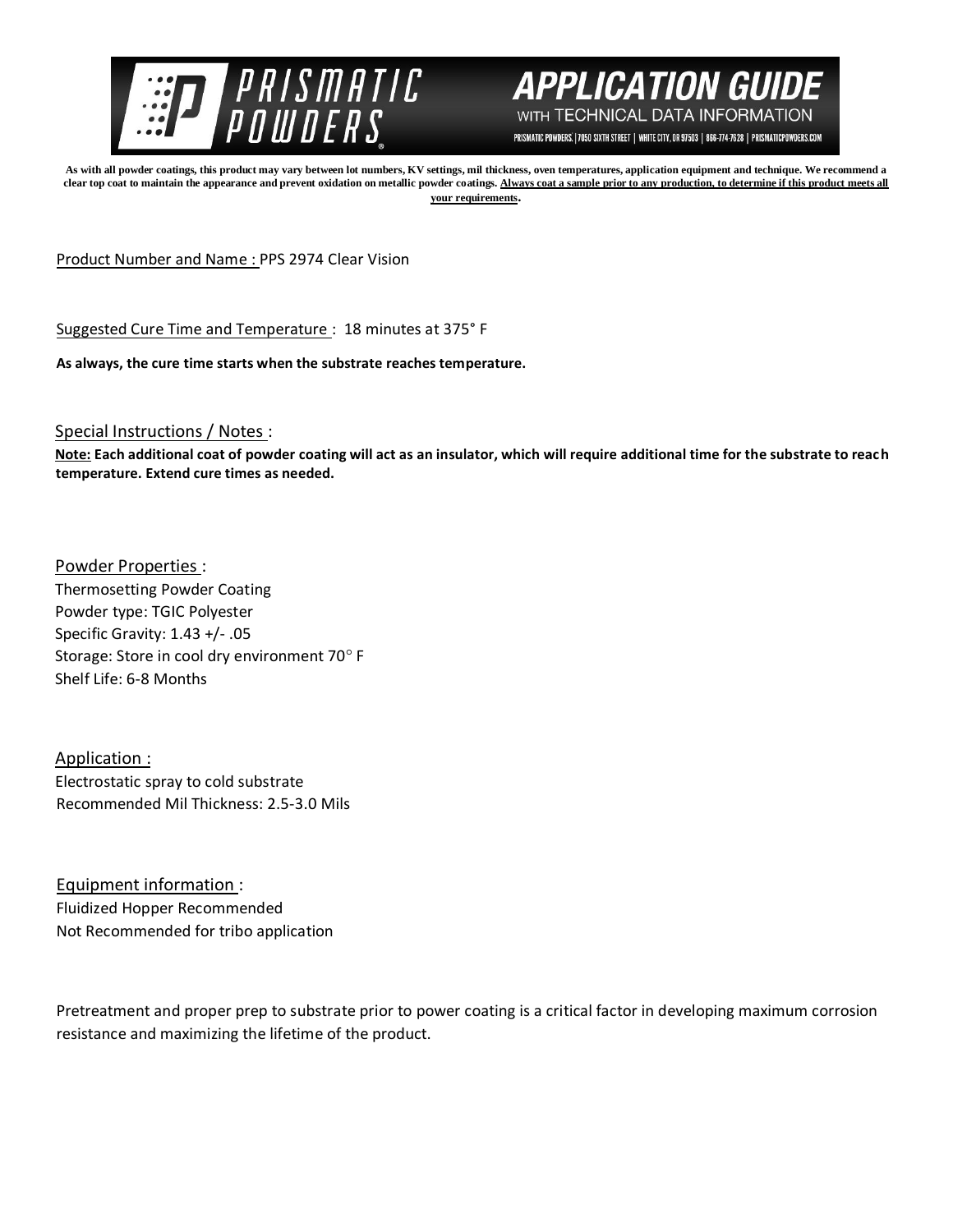# PRISMATIC POWDERS

## APPLICATION GUIDE

WITH TECHNICAL DATA INFORMATION

PRISMATIC POWDERS. | 7050 SIXTH STREET | WHITE CITY, OR 97503 | 866-774-7628 | PRISMATICPOWDERS.COM

**As with all powder coatings, this product may vary between lot numbers, KV settings, mil thickness, oven temperatures, application equipment and technique. We recommend a clear top coat to maintain the appearance and prevent oxidation on metallic powder coatings. Always coat a sample prior to any production, to determine if this product meets all your requirements.**

Product Number and Name : PPS 2974 Clear Vision

Suggested Cure Time and Temperature : 18 minutes at 375° F

**As always, the cure time starts when the substrate reaches temperature.**

Special Instructions / Notes :

**Note: Each additional coat of powder coating will act as an insulator, which will require additional time for the substrate to reach temperature. Extend cure times as needed.**

Powder Properties :

Thermosetting Powder Coating
Powder type: TGIC Polyester
Specific Gravity: 1.43 +/- .05
Storage: Store in cool dry environment 70° F
Shelf Life: 6-8 Months

Application :

Electrostatic spray to cold substrate
Recommended Mil Thickness: 2.5-3.0 Mils

Equipment information :

Fluidized Hopper Recommended
Not Recommended for tribo application

Pretreatment and proper prep to substrate prior to power coating is a critical factor in developing maximum corrosion resistance and maximizing the lifetime of the product.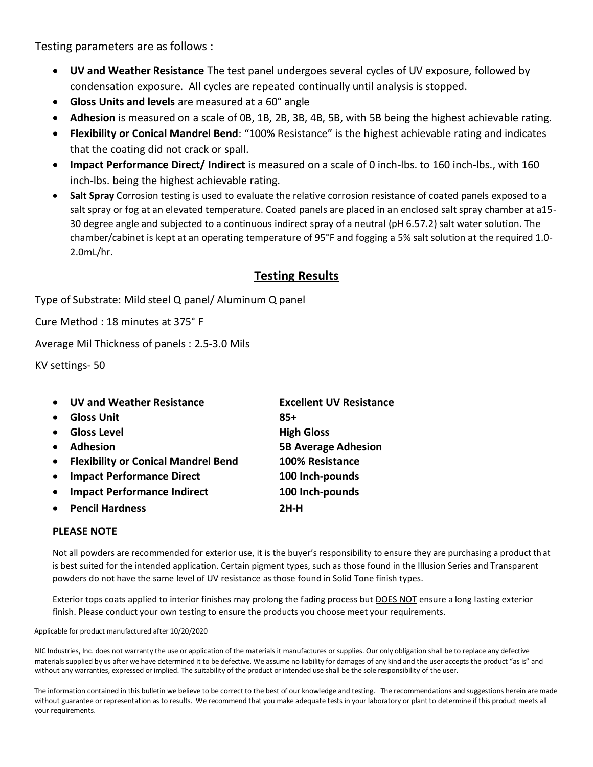Testing parameters are as follows :

- **UV and Weather Resistance** The test panel undergoes several cycles of UV exposure, followed by condensation exposure. All cycles are repeated continually until analysis is stopped.
- **Gloss Units and levels** are measured at a 60° angle
- **Adhesion** is measured on a scale of 0B, 1B, 2B, 3B, 4B, 5B, with 5B being the highest achievable rating.
- **Flexibility or Conical Mandrel Bend**: "100% Resistance" is the highest achievable rating and indicates that the coating did not crack or spall.
- **Impact Performance Direct/ Indirect** is measured on a scale of 0 inch-lbs. to 160 inch-lbs., with 160 inch-lbs. being the highest achievable rating.
- **Salt Spray** Corrosion testing is used to evaluate the relative corrosion resistance of coated panels exposed to a salt spray or fog at an elevated temperature. Coated panels are placed in an enclosed salt spray chamber at a15-30 degree angle and subjected to a continuous indirect spray of a neutral (pH 6.57.2) salt water solution. The chamber/cabinet is kept at an operating temperature of 95°F and fogging a 5% salt solution at the required 1.0-2.0mL/hr.

## Testing Results

Type of Substrate: Mild steel Q panel/ Aluminum Q panel

Cure Method : 18 minutes at 375° F

Average Mil Thickness of panels : 2.5-3.0 Mils

KV settings- 50

| | |
|---|---|
| **UV and Weather Resistance** | **Excellent UV Resistance** |
| **Gloss Unit** | **85+** |
| **Gloss Level** | **High Gloss** |
| **Adhesion** | **5B Average Adhesion** |
| **Flexibility or Conical Mandrel Bend** | **100% Resistance** |
| **Impact Performance Direct** | **100 Inch-pounds** |
| **Impact Performance Indirect** | **100 Inch-pounds** |
| **Pencil Hardness** | **2H-H** |

**PLEASE NOTE**

Not all powders are recommended for exterior use, it is the buyer's responsibility to ensure they are purchasing a product that is best suited for the intended application. Certain pigment types, such as those found in the Illusion Series and Transparent powders do not have the same level of UV resistance as those found in Solid Tone finish types.

Exterior tops coats applied to interior finishes may prolong the fading process but DOES NOT ensure a long lasting exterior finish. Please conduct your own testing to ensure the products you choose meet your requirements.

Applicable for product manufactured after 10/20/2020

NIC Industries, Inc. does not warranty the use or application of the materials it manufactures or supplies. Our only obligation shall be to replace any defective materials supplied by us after we have determined it to be defective. We assume no liability for damages of any kind and the user accepts the product "as is" and without any warranties, expressed or implied. The suitability of the product or intended use shall be the sole responsibility of the user.

The information contained in this bulletin we believe to be correct to the best of our knowledge and testing. The recommendations and suggestions herein are made without guarantee or representation as to results. We recommend that you make adequate tests in your laboratory or plant to determine if this product meets all your requirements.